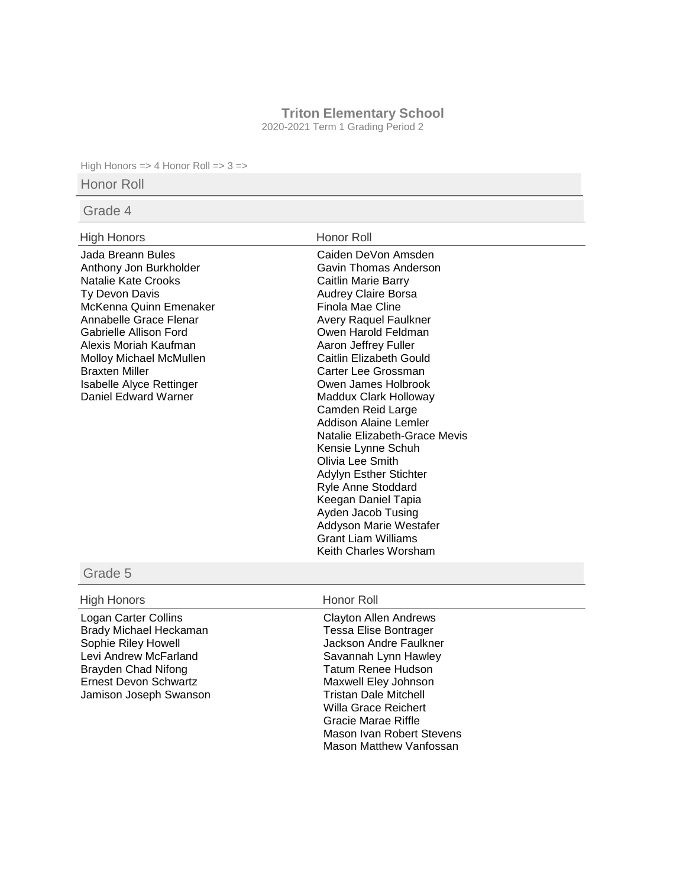# Triton Elementary School

2020-2021 Term 1 Grading Period 2

High Honors => 4 Honor Roll => 3 =>

## Honor Roll

### Grade 4

| High Honors | Honor Roll |
| --- | --- |
| Jada Breann Bules | Caiden DeVon Amsden |
| Anthony Jon Burkholder | Gavin Thomas Anderson |
| Natalie Kate Crooks | Caitlin Marie Barry |
| Ty Devon Davis | Audrey Claire Borsa |
| McKenna Quinn Emenaker | Finola Mae Cline |
| Annabelle Grace Flenar | Avery Raquel Faulkner |
| Gabrielle Allison Ford | Owen Harold Feldman |
| Alexis Moriah Kaufman | Aaron Jeffrey Fuller |
| Molloy Michael McMullen | Caitlin Elizabeth Gould |
| Braxten Miller | Carter Lee Grossman |
| Isabelle Alyce Rettinger | Owen James Holbrook |
| Daniel Edward Warner | Maddux Clark Holloway |
| | Camden Reid Large |
| | Addison Alaine Lemler |
| | Natalie Elizabeth-Grace Mevis |
| | Kensie Lynne Schuh |
| | Olivia Lee Smith |
| | Adylyn Esther Stichter |
| | Ryle Anne Stoddard |
| | Keegan Daniel Tapia |
| | Ayden Jacob Tusing |
| | Addyson Marie Westafer |
| | Grant Liam Williams |
| | Keith Charles Worsham |

### Grade 5

| High Honors | Honor Roll |
| --- | --- |
| Logan Carter Collins | Clayton Allen Andrews |
| Brady Michael Heckaman | Tessa Elise Bontrager |
| Sophie Riley Howell | Jackson Andre Faulkner |
| Levi Andrew McFarland | Savannah Lynn Hawley |
| Brayden Chad Nifong | Tatum Renee Hudson |
| Ernest Devon Schwartz | Maxwell Eley Johnson |
| Jamison Joseph Swanson | Tristan Dale Mitchell |
| | Willa Grace Reichert |
| | Gracie Marae Riffle |
| | Mason Ivan Robert Stevens |
| | Mason Matthew Vanfossan |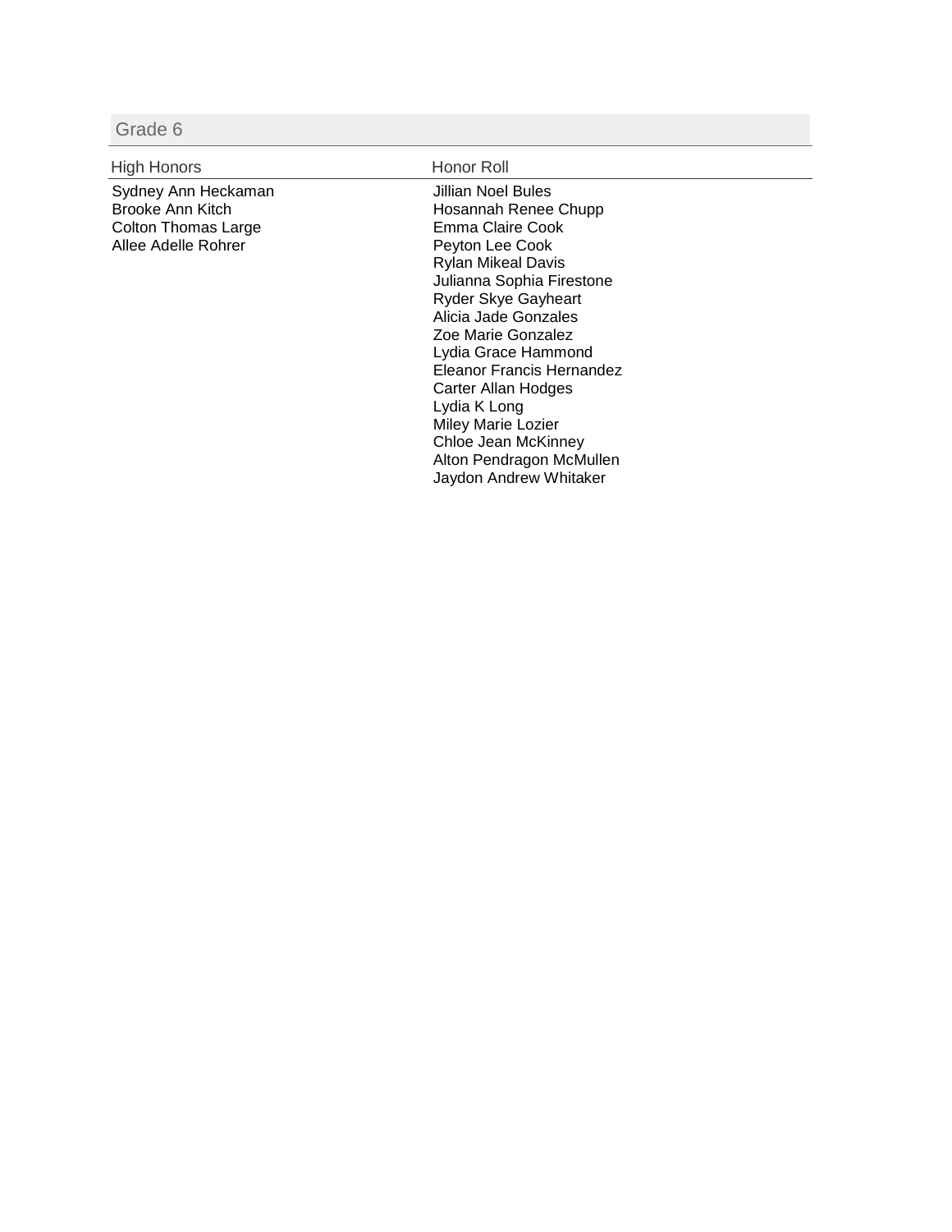## Grade 6

| High Honors | Honor Roll |
| --- | --- |
| Sydney Ann Heckaman | Jillian Noel Bules |
| Brooke Ann Kitch | Hosannah Renee Chupp |
| Colton Thomas Large | Emma Claire Cook |
| Allee Adelle Rohrer | Peyton Lee Cook |
| | Rylan Mikeal Davis |
| | Julianna Sophia Firestone |
| | Ryder Skye Gayheart |
| | Alicia Jade Gonzales |
| | Zoe Marie Gonzalez |
| | Lydia Grace Hammond |
| | Eleanor Francis Hernandez |
| | Carter Allan Hodges |
| | Lydia K Long |
| | Miley Marie Lozier |
| | Chloe Jean McKinney |
| | Alton Pendragon McMullen |
| | Jaydon Andrew Whitaker |